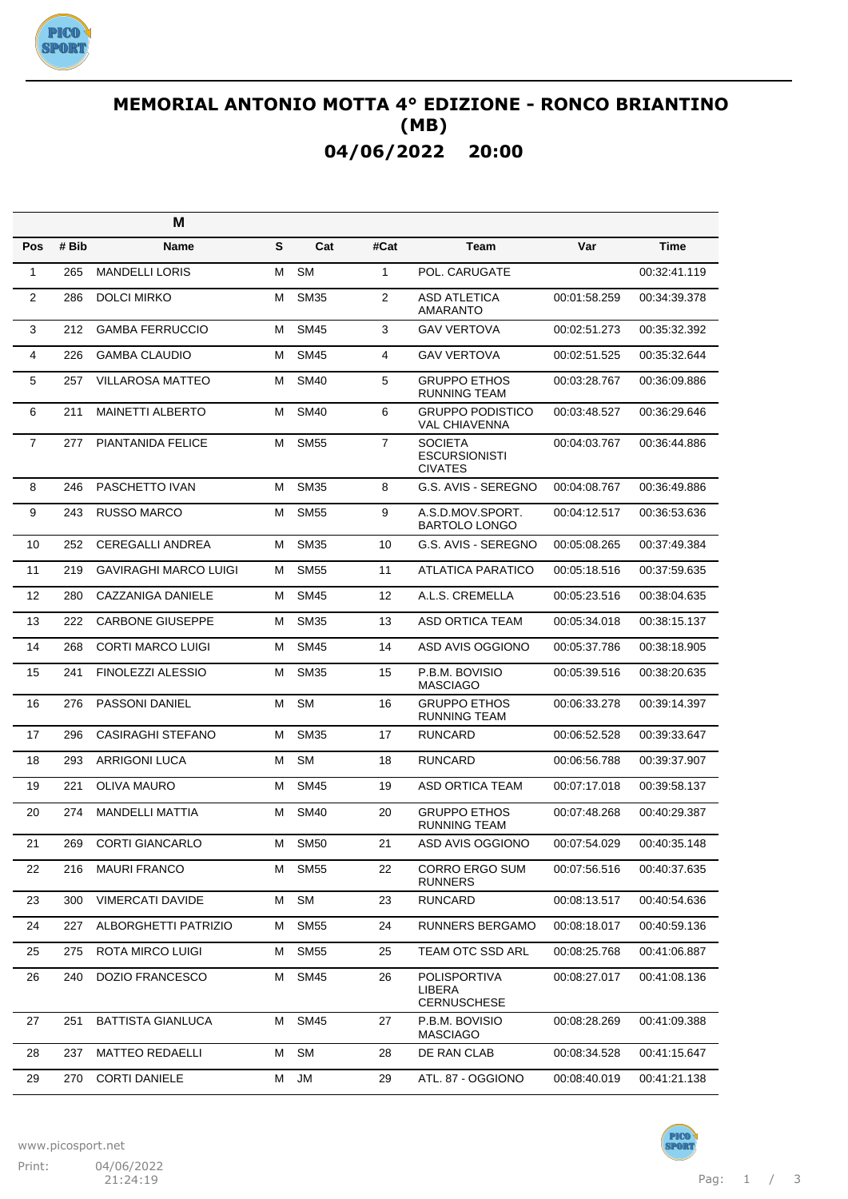# MEMORIAL ANTONIO MOTTA 4° EDIZIONE - RONCO BRIANTINO (MB)

## 04/06/2022 20:00

**M**

| Pos | # Bib | Name | S | Cat | #Cat | Team | Var | Time |
|---|---|---|---|---|---|---|---|---|
| 1 | 265 | MANDELLI LORIS | M | SM | 1 | POL. CARUGATE | | 00:32:41.119 |
| 2 | 286 | DOLCI MIRKO | M | SM35 | 2 | ASD ATLETICA AMARANTO | 00:01:58.259 | 00:34:39.378 |
| 3 | 212 | GAMBA FERRUCCIO | M | SM45 | 3 | GAV VERTOVA | 00:02:51.273 | 00:35:32.392 |
| 4 | 226 | GAMBA CLAUDIO | M | SM45 | 4 | GAV VERTOVA | 00:02:51.525 | 00:35:32.644 |
| 5 | 257 | VILLAROSA MATTEO | M | SM40 | 5 | GRUPPO ETHOS RUNNING TEAM | 00:03:28.767 | 00:36:09.886 |
| 6 | 211 | MAINETTI ALBERTO | M | SM40 | 6 | GRUPPO PODISTICO VAL CHIAVENNA | 00:03:48.527 | 00:36:29.646 |
| 7 | 277 | PIANTANIDA FELICE | M | SM55 | 7 | SOCIETA ESCURSIONISTI CIVATES | 00:04:03.767 | 00:36:44.886 |
| 8 | 246 | PASCHETTO IVAN | M | SM35 | 8 | G.S. AVIS - SEREGNO | 00:04:08.767 | 00:36:49.886 |
| 9 | 243 | RUSSO MARCO | M | SM55 | 9 | A.S.D.MOV.SPORT. BARTOLO LONGO | 00:04:12.517 | 00:36:53.636 |
| 10 | 252 | CEREGALLI ANDREA | M | SM35 | 10 | G.S. AVIS - SEREGNO | 00:05:08.265 | 00:37:49.384 |
| 11 | 219 | GAVIRAGHI MARCO LUIGI | M | SM55 | 11 | ATLATICA PARATICO | 00:05:18.516 | 00:37:59.635 |
| 12 | 280 | CAZZANIGA DANIELE | M | SM45 | 12 | A.L.S. CREMELLA | 00:05:23.516 | 00:38:04.635 |
| 13 | 222 | CARBONE GIUSEPPE | M | SM35 | 13 | ASD ORTICA TEAM | 00:05:34.018 | 00:38:15.137 |
| 14 | 268 | CORTI MARCO LUIGI | M | SM45 | 14 | ASD AVIS OGGIONO | 00:05:37.786 | 00:38:18.905 |
| 15 | 241 | FINOLEZZI ALESSIO | M | SM35 | 15 | P.B.M. BOVISIO MASCIAGO | 00:05:39.516 | 00:38:20.635 |
| 16 | 276 | PASSONI DANIEL | M | SM | 16 | GRUPPO ETHOS RUNNING TEAM | 00:06:33.278 | 00:39:14.397 |
| 17 | 296 | CASIRAGHI STEFANO | M | SM35 | 17 | RUNCARD | 00:06:52.528 | 00:39:33.647 |
| 18 | 293 | ARRIGONI LUCA | M | SM | 18 | RUNCARD | 00:06:56.788 | 00:39:37.907 |
| 19 | 221 | OLIVA MAURO | M | SM45 | 19 | ASD ORTICA TEAM | 00:07:17.018 | 00:39:58.137 |
| 20 | 274 | MANDELLI MATTIA | M | SM40 | 20 | GRUPPO ETHOS RUNNING TEAM | 00:07:48.268 | 00:40:29.387 |
| 21 | 269 | CORTI GIANCARLO | M | SM50 | 21 | ASD AVIS OGGIONO | 00:07:54.029 | 00:40:35.148 |
| 22 | 216 | MAURI FRANCO | M | SM55 | 22 | CORRO ERGO SUM RUNNERS | 00:07:56.516 | 00:40:37.635 |
| 23 | 300 | VIMERCATI DAVIDE | M | SM | 23 | RUNCARD | 00:08:13.517 | 00:40:54.636 |
| 24 | 227 | ALBORGHETTI PATRIZIO | M | SM55 | 24 | RUNNERS BERGAMO | 00:08:18.017 | 00:40:59.136 |
| 25 | 275 | ROTA MIRCO LUIGI | M | SM55 | 25 | TEAM OTC SSD ARL | 00:08:25.768 | 00:41:06.887 |
| 26 | 240 | DOZIO FRANCESCO | M | SM45 | 26 | POLISPORTIVA LIBERA CERNUSCHESE | 00:08:27.017 | 00:41:08.136 |
| 27 | 251 | BATTISTA GIANLUCA | M | SM45 | 27 | P.B.M. BOVISIO MASCIAGO | 00:08:28.269 | 00:41:09.388 |
| 28 | 237 | MATTEO REDAELLI | M | SM | 28 | DE RAN CLAB | 00:08:34.528 | 00:41:15.647 |
| 29 | 270 | CORTI DANIELE | M | JM | 29 | ATL. 87 - OGGIONO | 00:08:40.019 | 00:41:21.138 |

www.picosport.net

Print: 04/06/2022 21:24:19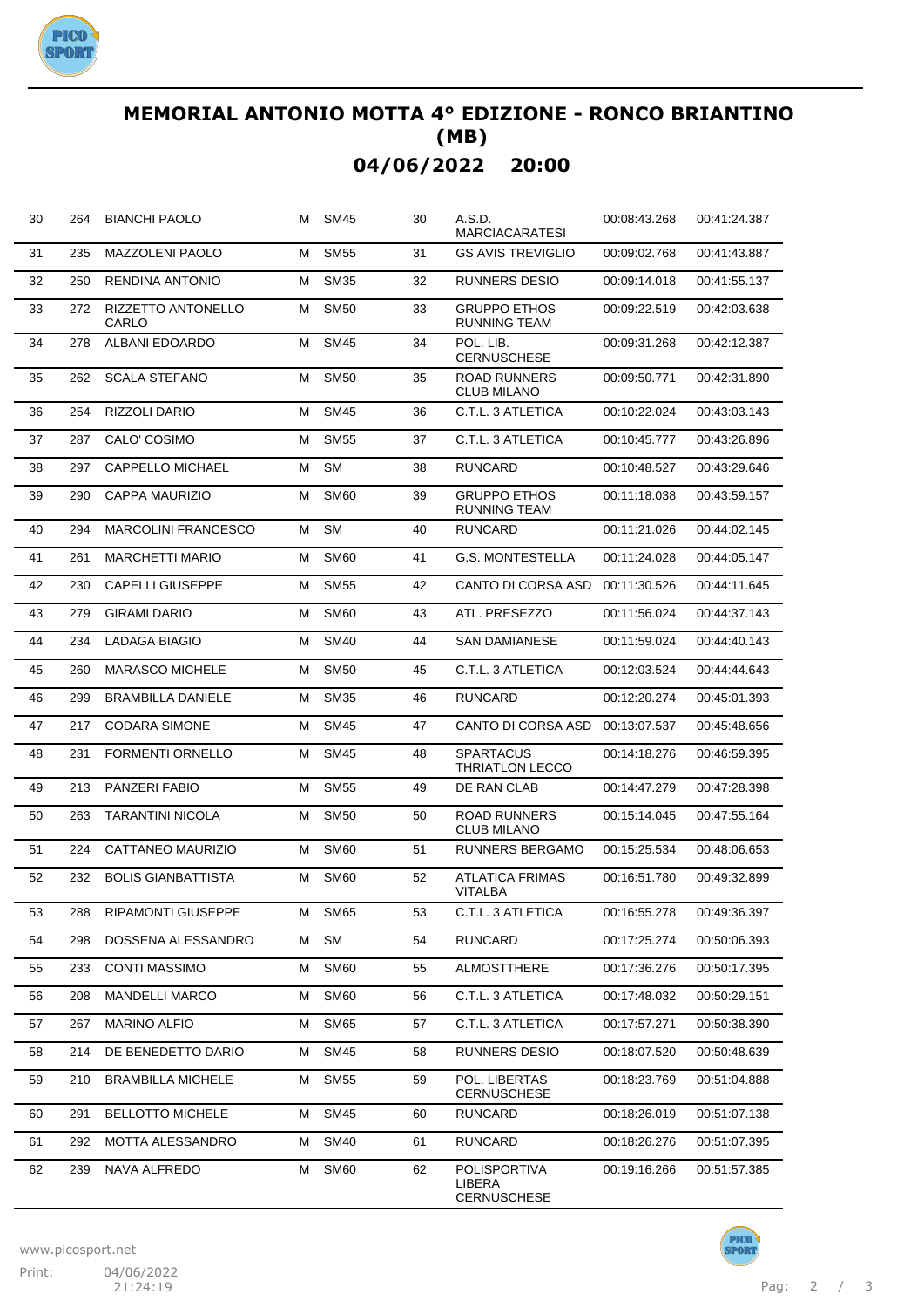# MEMORIAL ANTONIO MOTTA 4° EDIZIONE - RONCO BRIANTINO (MB)

## 04/06/2022 20:00

| | | | | | | | | |
|---|---|---|---|---|---|---|---|---|
| 30 | 264 | BIANCHI PAOLO | M | SM45 | 30 | A.S.D. MARCIACARATESI | 00:08:43.268 | 00:41:24.387 |
| 31 | 235 | MAZZOLENI PAOLO | M | SM55 | 31 | GS AVIS TREVIGLIO | 00:09:02.768 | 00:41:43.887 |
| 32 | 250 | RENDINA ANTONIO | M | SM35 | 32 | RUNNERS DESIO | 00:09:14.018 | 00:41:55.137 |
| 33 | 272 | RIZZETTO ANTONELLO CARLO | M | SM50 | 33 | GRUPPO ETHOS RUNNING TEAM | 00:09:22.519 | 00:42:03.638 |
| 34 | 278 | ALBANI EDOARDO | M | SM45 | 34 | POL. LIB. CERNUSCHESE | 00:09:31.268 | 00:42:12.387 |
| 35 | 262 | SCALA STEFANO | M | SM50 | 35 | ROAD RUNNERS CLUB MILANO | 00:09:50.771 | 00:42:31.890 |
| 36 | 254 | RIZZOLI DARIO | M | SM45 | 36 | C.T.L. 3 ATLETICA | 00:10:22.024 | 00:43:03.143 |
| 37 | 287 | CALO' COSIMO | M | SM55 | 37 | C.T.L. 3 ATLETICA | 00:10:45.777 | 00:43:26.896 |
| 38 | 297 | CAPPELLO MICHAEL | M | SM | 38 | RUNCARD | 00:10:48.527 | 00:43:29.646 |
| 39 | 290 | CAPPA MAURIZIO | M | SM60 | 39 | GRUPPO ETHOS RUNNING TEAM | 00:11:18.038 | 00:43:59.157 |
| 40 | 294 | MARCOLINI FRANCESCO | M | SM | 40 | RUNCARD | 00:11:21.026 | 00:44:02.145 |
| 41 | 261 | MARCHETTI MARIO | M | SM60 | 41 | G.S. MONTESTELLA | 00:11:24.028 | 00:44:05.147 |
| 42 | 230 | CAPELLI GIUSEPPE | M | SM55 | 42 | CANTO DI CORSA ASD | 00:11:30.526 | 00:44:11.645 |
| 43 | 279 | GIRAMI DARIO | M | SM60 | 43 | ATL. PRESEZZO | 00:11:56.024 | 00:44:37.143 |
| 44 | 234 | LADAGA BIAGIO | M | SM40 | 44 | SAN DAMIANESE | 00:11:59.024 | 00:44:40.143 |
| 45 | 260 | MARASCO MICHELE | M | SM50 | 45 | C.T.L. 3 ATLETICA | 00:12:03.524 | 00:44:44.643 |
| 46 | 299 | BRAMBILLA DANIELE | M | SM35 | 46 | RUNCARD | 00:12:20.274 | 00:45:01.393 |
| 47 | 217 | CODARA SIMONE | M | SM45 | 47 | CANTO DI CORSA ASD | 00:13:07.537 | 00:45:48.656 |
| 48 | 231 | FORMENTI ORNELLO | M | SM45 | 48 | SPARTACUS THRIATLON LECCO | 00:14:18.276 | 00:46:59.395 |
| 49 | 213 | PANZERI FABIO | M | SM55 | 49 | DE RAN CLAB | 00:14:47.279 | 00:47:28.398 |
| 50 | 263 | TARANTINI NICOLA | M | SM50 | 50 | ROAD RUNNERS CLUB MILANO | 00:15:14.045 | 00:47:55.164 |
| 51 | 224 | CATTANEO MAURIZIO | M | SM60 | 51 | RUNNERS BERGAMO | 00:15:25.534 | 00:48:06.653 |
| 52 | 232 | BOLIS GIANBATTISTA | M | SM60 | 52 | ATLATICA FRIMAS VITALBA | 00:16:51.780 | 00:49:32.899 |
| 53 | 288 | RIPAMONTI GIUSEPPE | M | SM65 | 53 | C.T.L. 3 ATLETICA | 00:16:55.278 | 00:49:36.397 |
| 54 | 298 | DOSSENA ALESSANDRO | M | SM | 54 | RUNCARD | 00:17:25.274 | 00:50:06.393 |
| 55 | 233 | CONTI MASSIMO | M | SM60 | 55 | ALMOSTTHERE | 00:17:36.276 | 00:50:17.395 |
| 56 | 208 | MANDELLI MARCO | M | SM60 | 56 | C.T.L. 3 ATLETICA | 00:17:48.032 | 00:50:29.151 |
| 57 | 267 | MARINO ALFIO | M | SM65 | 57 | C.T.L. 3 ATLETICA | 00:17:57.271 | 00:50:38.390 |
| 58 | 214 | DE BENEDETTO DARIO | M | SM45 | 58 | RUNNERS DESIO | 00:18:07.520 | 00:50:48.639 |
| 59 | 210 | BRAMBILLA MICHELE | M | SM55 | 59 | POL. LIBERTAS CERNUSCHESE | 00:18:23.769 | 00:51:04.888 |
| 60 | 291 | BELLOTTO MICHELE | M | SM45 | 60 | RUNCARD | 00:18:26.019 | 00:51:07.138 |
| 61 | 292 | MOTTA ALESSANDRO | M | SM40 | 61 | RUNCARD | 00:18:26.276 | 00:51:07.395 |
| 62 | 239 | NAVA ALFREDO | M | SM60 | 62 | POLISPORTIVA LIBERA CERNUSCHESE | 00:19:16.266 | 00:51:57.385 |

www.picosport.net

Print: 04/06/2022 21:24:19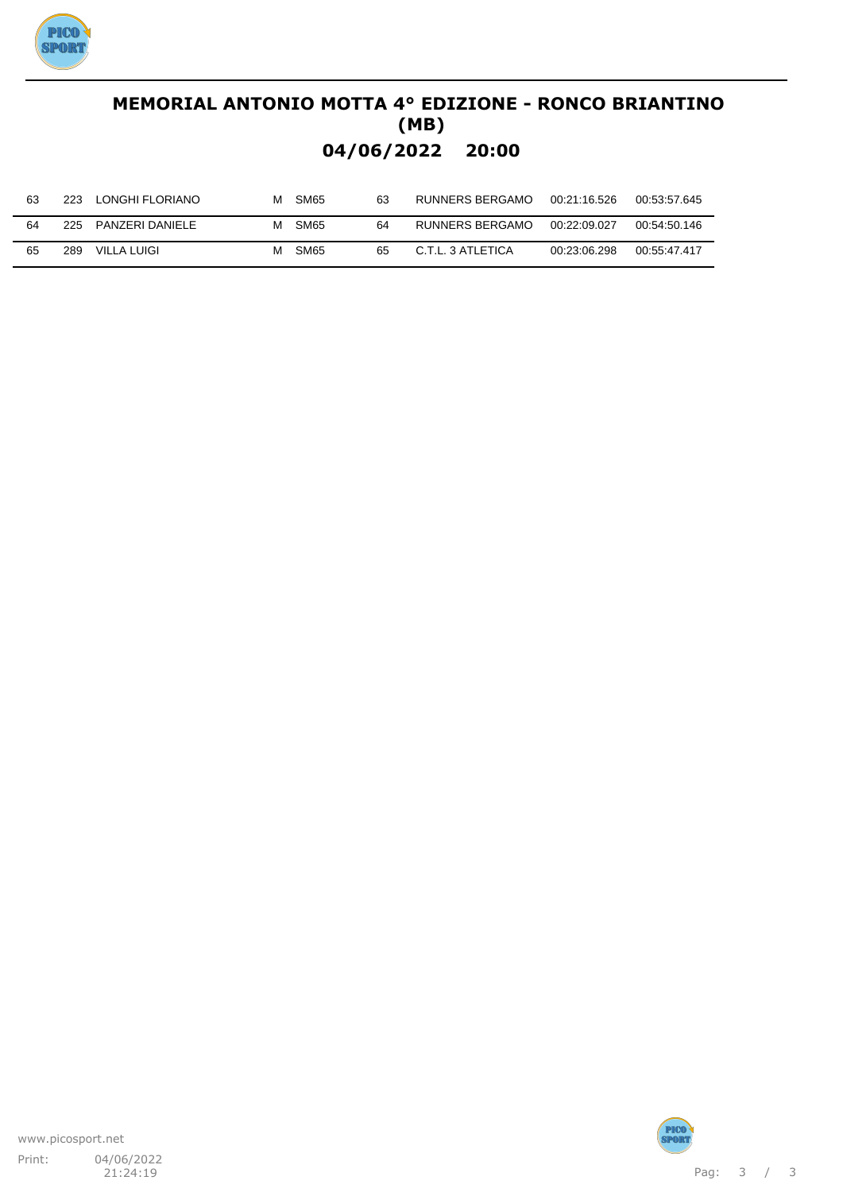# MEMORIAL ANTONIO MOTTA 4° EDIZIONE - RONCO BRIANTINO (MB)

## 04/06/2022 20:00

| | | | | | | | | |
|---|---|---|---|---|---|---|---|---|
| 63 | 223 | LONGHI FLORIANO | M | SM65 | 63 | RUNNERS BERGAMO | 00:21:16.526 | 00:53:57.645 |
| 64 | 225 | PANZERI DANIELE | M | SM65 | 64 | RUNNERS BERGAMO | 00:22:09.027 | 00:54:50.146 |
| 65 | 289 | VILLA LUIGI | M | SM65 | 65 | C.T.L. 3 ATLETICA | 00:23:06.298 | 00:55:47.417 |

www.picosport.net

Print: 04/06/2022 21:24:19